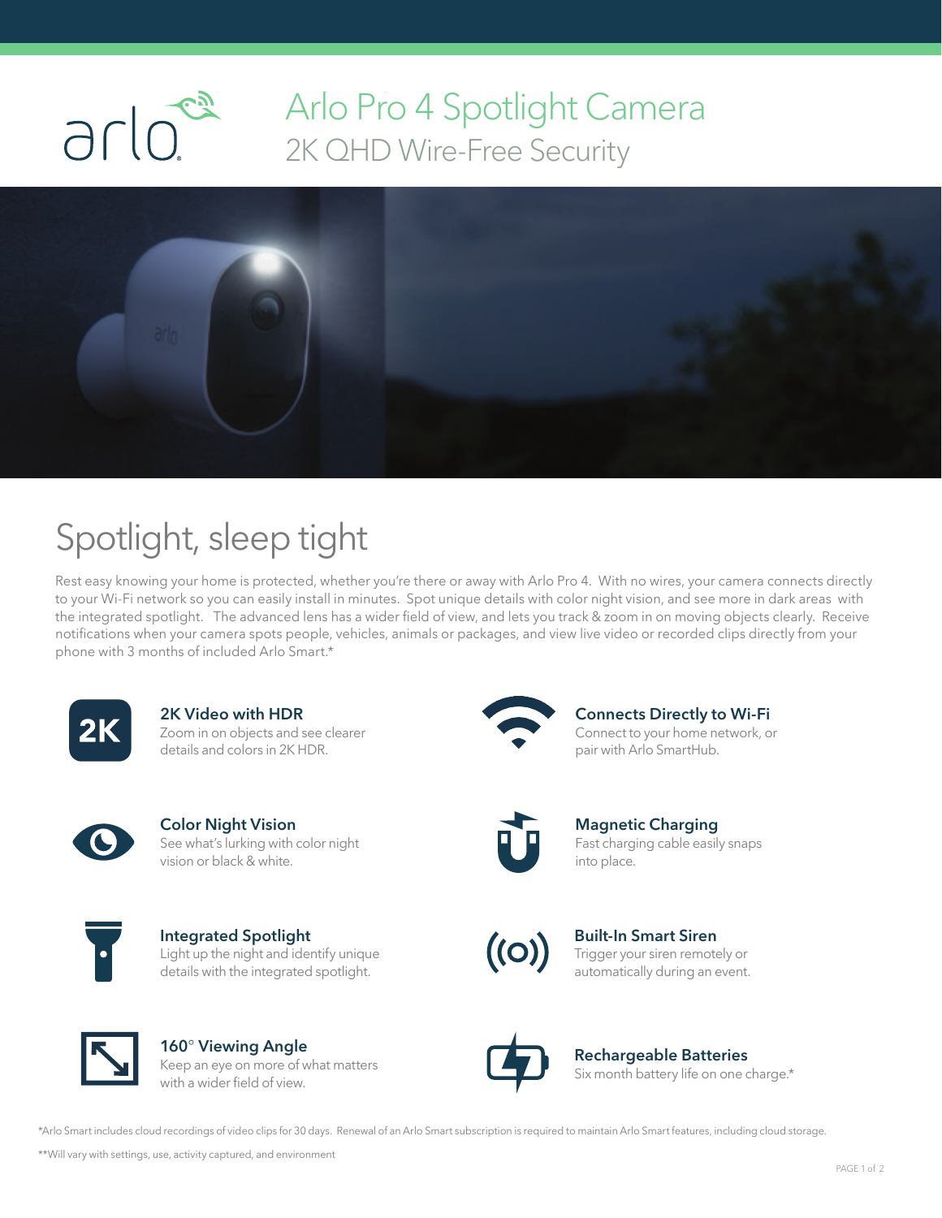# Arlo Pro 4 Spotlight Camera

## 2K QHD Wire-Free Security

## Spotlight, sleep tight

Rest easy knowing your home is protected, whether you're there or away with Arlo Pro 4. With no wires, your camera connects directly to your Wi-Fi network so you can easily install in minutes. Spot unique details with color night vision, and see more in dark areas with the integrated spotlight. The advanced lens has a wider field of view, and lets you track & zoom in on moving objects clearly. Receive notifications when your camera spots people, vehicles, animals or packages, and view live video or recorded clips directly from your phone with 3 months of included Arlo Smart.*

**2K Video with HDR**
Zoom in on objects and see clearer details and colors in 2K HDR.

**Color Night Vision**
See what's lurking with color night vision or black & white.

**Integrated Spotlight**
Light up the night and identify unique details with the integrated spotlight.

**160° Viewing Angle**
Keep an eye on more of what matters with a wider field of view.

**Connects Directly to Wi-Fi**
Connect to your home network, or pair with Arlo SmartHub.

**Magnetic Charging**
Fast charging cable easily snaps into place.

**Built-In Smart Siren**
Trigger your siren remotely or automatically during an event.

**Rechargeable Batteries**
Six month battery life on one charge.*

*Arlo Smart includes cloud recordings of video clips for 30 days. Renewal of an Arlo Smart subscription is required to maintain Arlo Smart features, including cloud storage.

**Will vary with settings, use, activity captured, and environment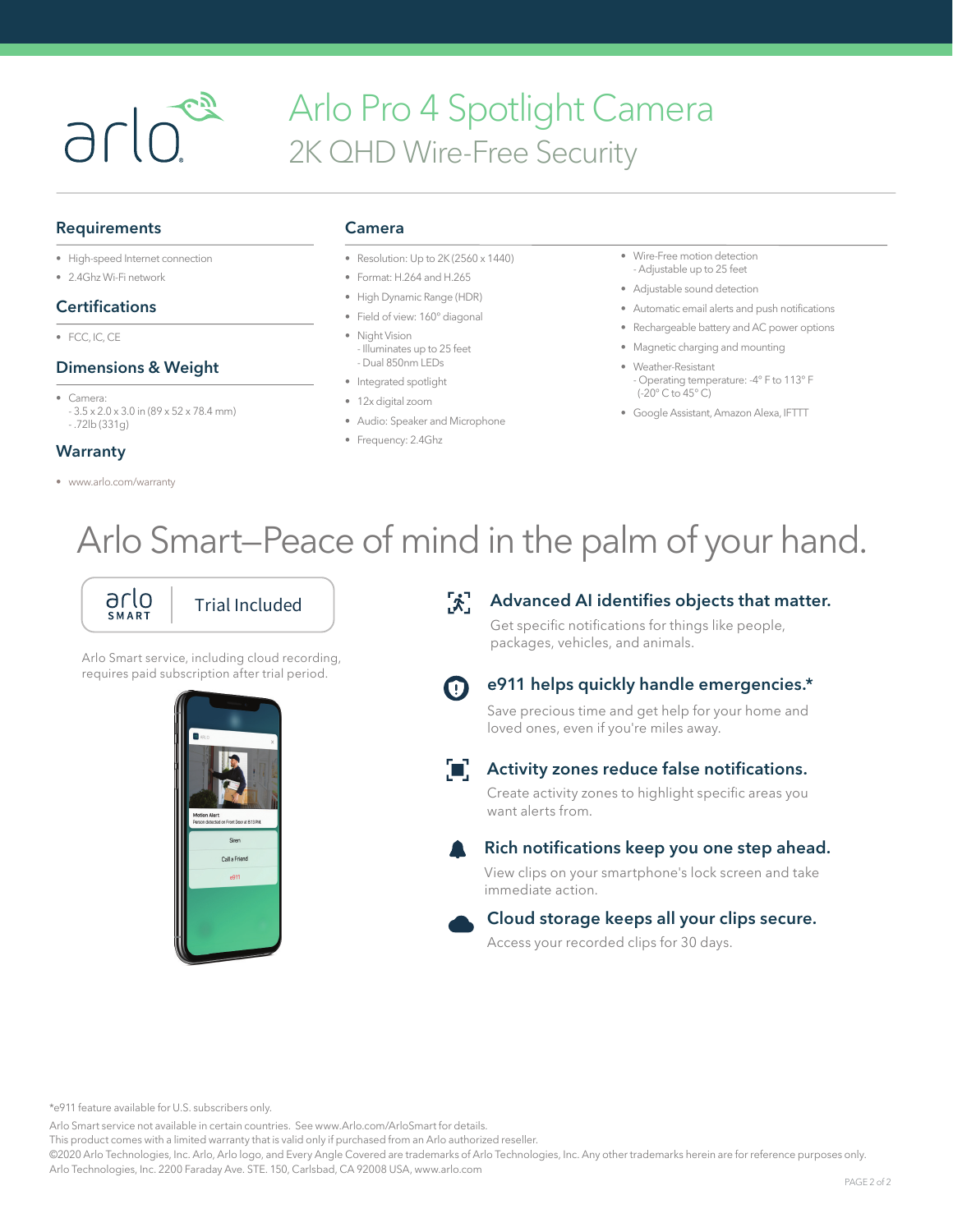# Arlo Pro 4 Spotlight Camera

## 2K QHD Wire-Free Security

## Requirements

- High-speed Internet connection
- 2.4Ghz Wi-Fi network

## Certifications

- FCC, IC, CE

## Dimensions & Weight

- Camera:
  - 3.5 x 2.0 x 3.0 in (89 x 52 x 78.4 mm)
  - .72lb (331g)

## Warranty

- www.arlo.com/warranty

## Camera

- Resolution: Up to 2K (2560 x 1440)
- Format: H.264 and H.265
- High Dynamic Range (HDR)
- Field of view: 160° diagonal
- Night Vision
  - Illuminates up to 25 feet
  - Dual 850nm LEDs
- Integrated spotlight
- 12x digital zoom
- Audio: Speaker and Microphone
- Frequency: 2.4Ghz
- Wire-Free motion detection
  - Adjustable up to 25 feet
- Adjustable sound detection
- Automatic email alerts and push notifications
- Rechargeable battery and AC power options
- Magnetic charging and mounting
- Weather-Resistant
  - Operating temperature: -4° F to 113° F (-20° C to 45° C)
- Google Assistant, Amazon Alexa, IFTTT

# Arlo Smart–Peace of mind in the palm of your hand.

arlo SMART | Trial Included

Arlo Smart service, including cloud recording, requires paid subscription after trial period.

### Advanced AI identifies objects that matter.

Get specific notifications for things like people, packages, vehicles, and animals.

### e911 helps quickly handle emergencies.*

Save precious time and get help for your home and loved ones, even if you're miles away.

### Activity zones reduce false notifications.

Create activity zones to highlight specific areas you want alerts from.

### Rich notifications keep you one step ahead.

View clips on your smartphone's lock screen and take immediate action.

### Cloud storage keeps all your clips secure.

Access your recorded clips for 30 days.

*e911 feature available for U.S. subscribers only.

Arlo Smart service not available in certain countries. See www.Arlo.com/ArloSmart for details.
This product comes with a limited warranty that is valid only if purchased from an Arlo authorized reseller.
©2020 Arlo Technologies, Inc. Arlo, Arlo logo, and Every Angle Covered are trademarks of Arlo Technologies, Inc. Any other trademarks herein are for reference purposes only.
Arlo Technologies, Inc. 2200 Faraday Ave. STE. 150, Carlsbad, CA 92008 USA, www.arlo.com